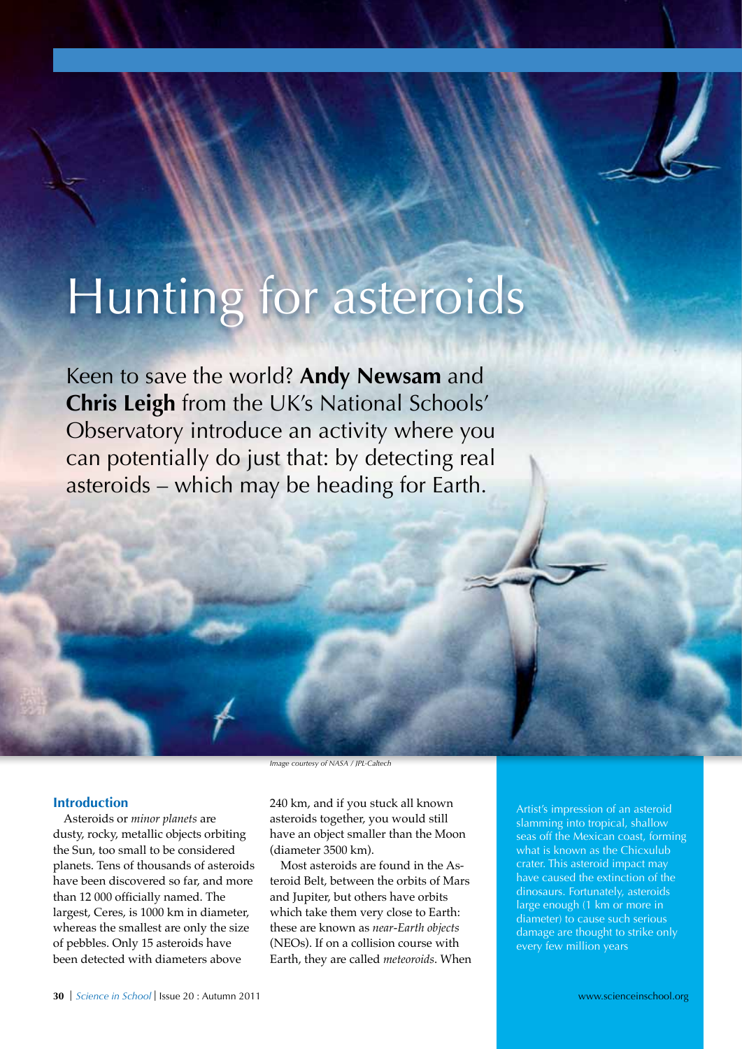# Hunting for asteroids

Keen to save the world? **Andy Newsam** and **Chris Leigh** from the UK's National Schools' Observatory introduce an activity where you can potentially do just that: by detecting real asteroids – which may be heading for Earth.

*Image courtesy of NASA / JPL-Caltech*

Artist's impression of an asteroid slamming into tropical, shallow seas off the Mexican coast, forming what is known as the Chicxulub crater. This asteroid impact may have caused the extinction of the dinosaurs. Fortunately, asteroids large enough (1 km or more in diameter) to cause such serious damage are thought to strike only every few million years

## Introduction

Asteroids or *minor planets* are dusty, rocky, metallic objects orbiting the Sun, too small to be considered planets. Tens of thousands of asteroids have been discovered so far, and more than 12 000 officially named. The largest, Ceres, is 1000 km in diameter, whereas the smallest are only the size of pebbles. Only 15 asteroids have been detected with diameters above 240 km, and if you stuck all known asteroids together, you would still have an object smaller than the Moon (diameter 3500 km).

Most asteroids are found in the Asteroid Belt, between the orbits of Mars and Jupiter, but others have orbits which take them very close to Earth: these are known as *near-Earth objects* (NEOs). If on a collision course with Earth, they are called *meteoroids*. When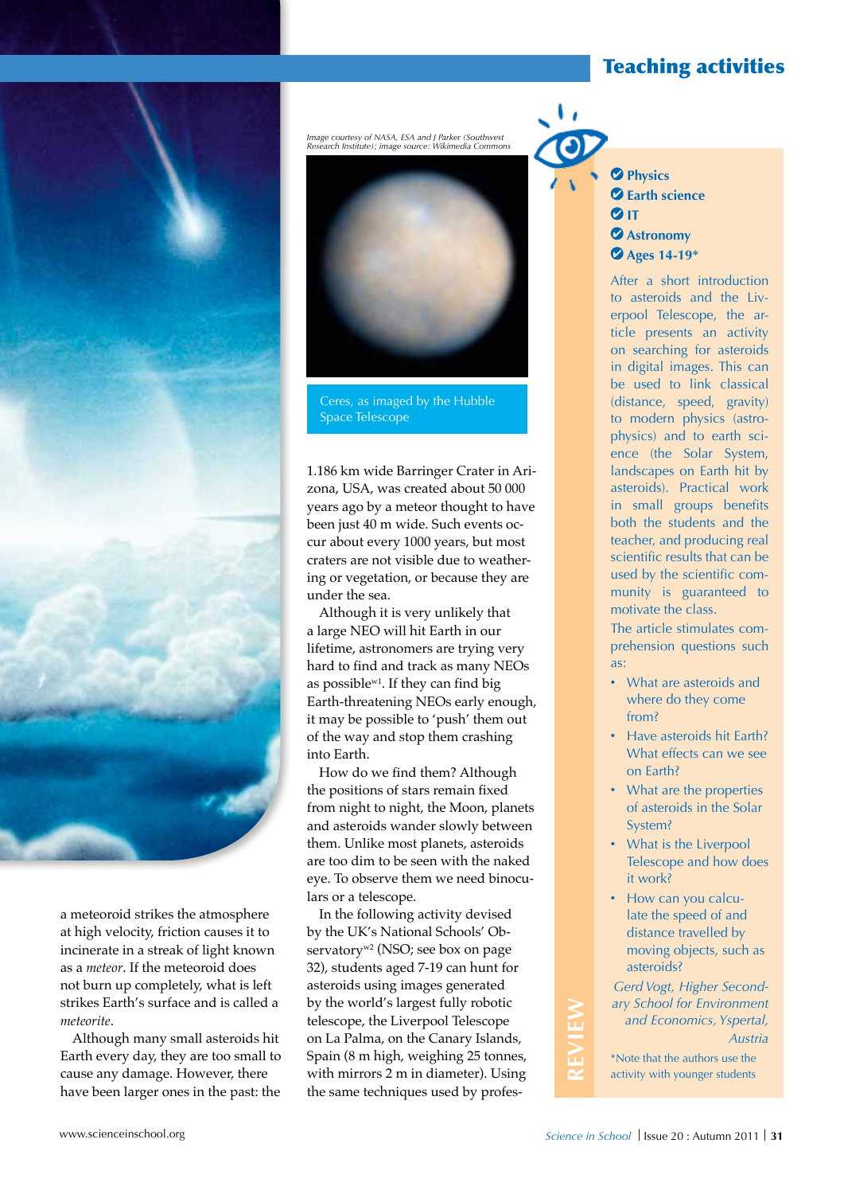a meteoroid strikes the atmosphere at high velocity, friction causes it to incinerate in a streak of light known as a *meteor*. If the meteoroid does not burn up completely, what is left strikes Earth's surface and is called a *meteorite*.

Although many small asteroids hit Earth every day, they are too small to cause any damage. However, there have been larger ones in the past: the 1.186 km wide Barringer Crater in Arizona, USA, was created about 50 000 years ago by a meteor thought to have been just 40 m wide. Such events occur about every 1000 years, but most craters are not visible due to weathering or vegetation, or because they are under the sea.

Although it is very unlikely that a large NEO will hit Earth in our lifetime, astronomers are trying very hard to find and track as many NEOs as possible[w1]. If they can find big Earth-threatening NEOs early enough, it may be possible to 'push' them out of the way and stop them crashing into Earth.

How do we find them? Although the positions of stars remain fixed from night to night, the Moon, planets and asteroids wander slowly between them. Unlike most planets, asteroids are too dim to be seen with the naked eye. To observe them we need binoculars or a telescope.

In the following activity devised by the UK's National Schools' Observatory[w2] (NSO; see box on page 32), students aged 7-19 can hunt for asteroids using images generated by the world's largest fully robotic telescope, the Liverpool Telescope on La Palma, on the Canary Islands, Spain (8 m high, weighing 25 tonnes, with mirrors 2 m in diameter). Using the same techniques used by profes-

*Image courtesy of NASA, ESA and J Parker (Southwest Research Institute); image source: Wikimedia Commons*

Ceres, as imaged by the Hubble Space Telescope

**REVIEW**

- **Physics**
- **Earth science**
- **IT**
- **Astronomy**
- **Ages 14-19***

After a short introduction to asteroids and the Liverpool Telescope, the article presents an activity on searching for asteroids in digital images. This can be used to link classical (distance, speed, gravity) to modern physics (astrophysics) and to earth science (the Solar System, landscapes on Earth hit by asteroids). Practical work in small groups benefits both the students and the teacher, and producing real scientific results that can be used by the scientific community is guaranteed to motivate the class.

The article stimulates comprehension questions such as:

- What are asteroids and where do they come from?
- Have asteroids hit Earth? What effects can we see on Earth?
- What are the properties of asteroids in the Solar System?
- What is the Liverpool Telescope and how does it work?
- How can you calculate the speed of and distance travelled by moving objects, such as asteroids?

*Gerd Vogt, Higher Secondary School for Environment and Economics, Yspertal, Austria*

*Note that the authors use the activity with younger students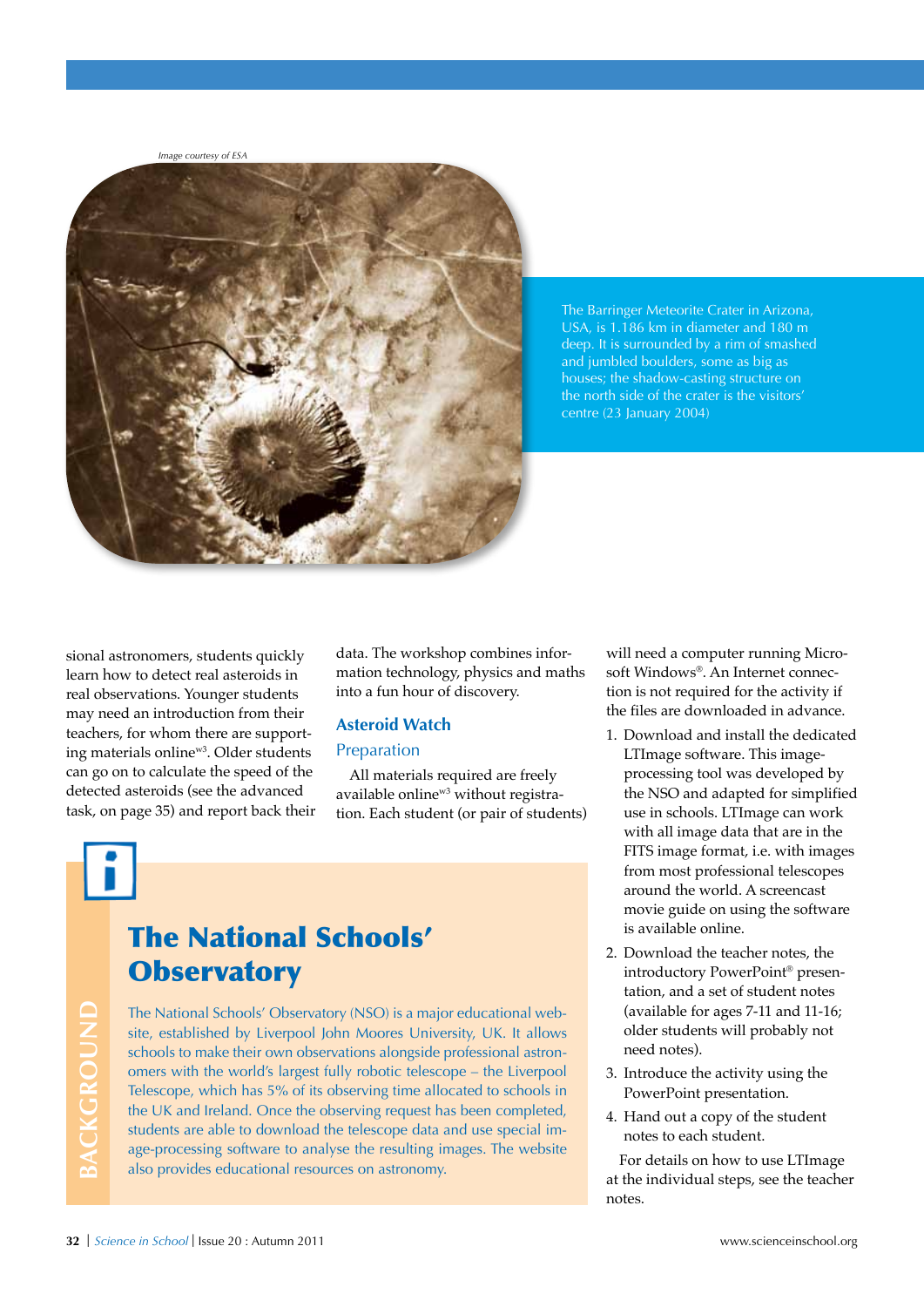Image courtesy of ESA

The Barringer Meteorite Crater in Arizona, USA, is 1.186 km in diameter and 180 m deep. It is surrounded by a rim of smashed and jumbled boulders, some as big as houses; the shadow-casting structure on the north side of the crater is the visitors' centre (23 January 2004)

sional astronomers, students quickly learn how to detect real asteroids in real observations. Younger students may need an introduction from their teachers, for whom there are supporting materials online[w3]. Older students can go on to calculate the speed of the detected asteroids (see the advanced task, on page 35) and report back their data. The workshop combines information technology, physics and maths into a fun hour of discovery.

## Asteroid Watch

### Preparation

All materials required are freely available online[w3] without registration. Each student (or pair of students) will need a computer running Microsoft Windows®. An Internet connection is not required for the activity if the files are downloaded in advance.

1. Download and install the dedicated LTImage software. This image-processing tool was developed by the NSO and adapted for simplified use in schools. LTImage can work with all image data that are in the FITS image format, i.e. with images from most professional telescopes around the world. A screencast movie guide on using the software is available online.
2. Download the teacher notes, the introductory PowerPoint® presentation, and a set of student notes (available for ages 7-11 and 11-16; older students will probably not need notes).
3. Introduce the activity using the PowerPoint presentation.
4. Hand out a copy of the student notes to each student.

For details on how to use LTImage at the individual steps, see the teacher notes.

BACKGROUND

## The National Schools' Observatory

The National Schools' Observatory (NSO) is a major educational website, established by Liverpool John Moores University, UK. It allows schools to make their own observations alongside professional astronomers with the world's largest fully robotic telescope – the Liverpool Telescope, which has 5% of its observing time allocated to schools in the UK and Ireland. Once the observing request has been completed, students are able to download the telescope data and use special image-processing software to analyse the resulting images. The website also provides educational resources on astronomy.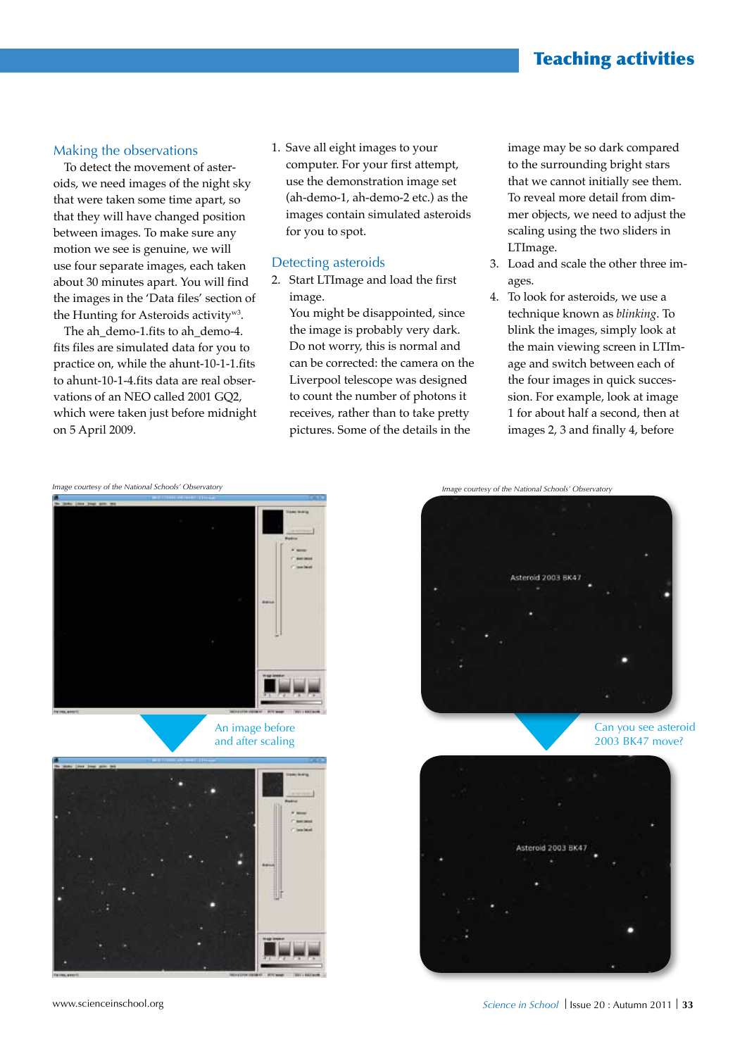## Making the observations

To detect the movement of asteroids, we need images of the night sky that were taken some time apart, so that they will have changed position between images. To make sure any motion we see is genuine, we will use four separate images, each taken about 30 minutes apart. You will find the images in the 'Data files' section of the Hunting for Asteroids activity[w3].

The ah_demo-1.fits to ah_demo-4. fits files are simulated data for you to practice on, while the ahunt-10-1-1.fits to ahunt-10-1-4.fits data are real observations of an NEO called 2001 GQ2, which were taken just before midnight on 5 April 2009.

1. Save all eight images to your computer. For your first attempt, use the demonstration image set (ah-demo-1, ah-demo-2 etc.) as the images contain simulated asteroids for you to spot.

## Detecting asteroids

2. Start LTImage and load the first image.
   You might be disappointed, since the image is probably very dark. Do not worry, this is normal and can be corrected: the camera on the Liverpool telescope was designed to count the number of photons it receives, rather than to take pretty pictures. Some of the details in the image may be so dark compared to the surrounding bright stars that we cannot initially see them. To reveal more detail from dimmer objects, we need to adjust the scaling using the two sliders in LTImage.
3. Load and scale the other three images.
4. To look for asteroids, we use a technique known as *blinking*. To blink the images, simply look at the main viewing screen in LTImage and switch between each of the four images in quick succession. For example, look at image 1 for about half a second, then at images 2, 3 and finally 4, before

*Image courtesy of the National Schools' Observatory*

An image before and after scaling

*Image courtesy of the National Schools' Observatory*

Can you see asteroid 2003 BK47 move?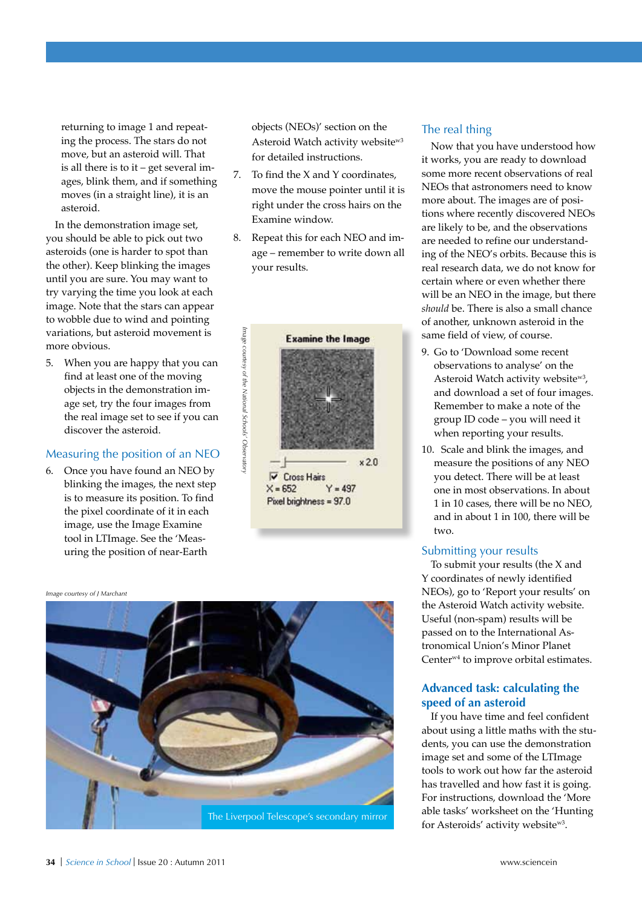returning to image 1 and repeating the process. The stars do not move, but an asteroid will. That is all there is to it – get several images, blink them, and if something moves (in a straight line), it is an asteroid.

In the demonstration image set, you should be able to pick out two asteroids (one is harder to spot than the other). Keep blinking the images until you are sure. You may want to try varying the time you look at each image. Note that the stars can appear to wobble due to wind and pointing variations, but asteroid movement is more obvious.

5. When you are happy that you can find at least one of the moving objects in the demonstration image set, try the four images from the real image set to see if you can discover the asteroid.

## Measuring the position of an NEO

6. Once you have found an NEO by blinking the images, the next step is to measure its position. To find the pixel coordinate of it in each image, use the Image Examine tool in LTImage. See the 'Measuring the position of near-Earth objects (NEOs)' section on the Asteroid Watch activity website[w3] for detailed instructions.
7. To find the X and Y coordinates, move the mouse pointer until it is right under the cross hairs on the Examine window.
8. Repeat this for each NEO and image – remember to write down all your results.

*Image courtesy of the National Schools' Observatory*

*Image courtesy of J Marchant*

The Liverpool Telescope's secondary mirror

## The real thing

Now that you have understood how it works, you are ready to download some more recent observations of real NEOs that astronomers need to know more about. The images are of positions where recently discovered NEOs are likely to be, and the observations are needed to refine our understanding of the NEO's orbits. Because this is real research data, we do not know for certain where or even whether there will be an NEO in the image, but there *should* be. There is also a small chance of another, unknown asteroid in the same field of view, of course.

9. Go to 'Download some recent observations to analyse' on the Asteroid Watch activity website[w3], and download a set of four images. Remember to make a note of the group ID code – you will need it when reporting your results.
10. Scale and blink the images, and measure the positions of any NEO you detect. There will be at least one in most observations. In about 1 in 10 cases, there will be no NEO, and in about 1 in 100, there will be two.

## Submitting your results

To submit your results (the X and Y coordinates of newly identified NEOs), go to 'Report your results' on the Asteroid Watch activity website. Useful (non-spam) results will be passed on to the International Astronomical Union's Minor Planet Center[w4] to improve orbital estimates.

## Advanced task: calculating the speed of an asteroid

If you have time and feel confident about using a little maths with the students, you can use the demonstration image set and some of the LTImage tools to work out how far the asteroid has travelled and how fast it is going. For instructions, download the 'More able tasks' worksheet on the 'Hunting for Asteroids' activity website[w3].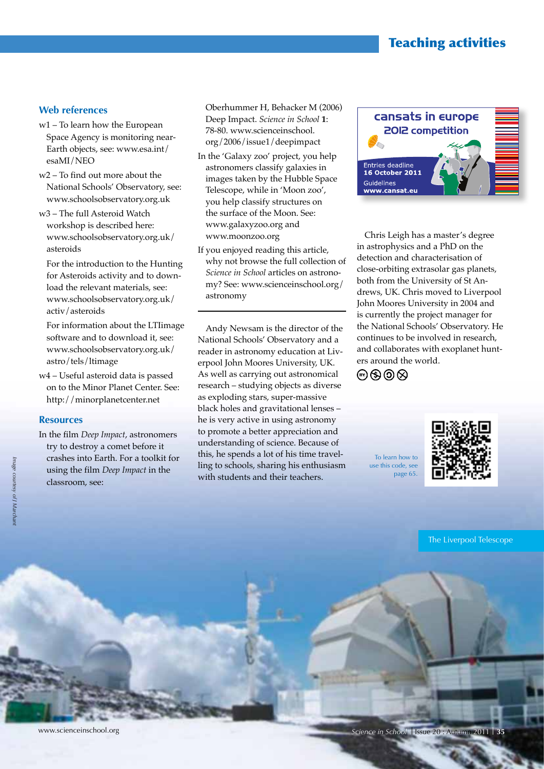## Web references

w1 – To learn how the European Space Agency is monitoring near-Earth objects, see: www.esa.int/esaMI/NEO

w2 – To find out more about the National Schools' Observatory, see: www.schoolsobservatory.org.uk

w3 – The full Asteroid Watch workshop is described here: www.schoolsobservatory.org.uk/asteroids

For the introduction to the Hunting for Asteroids activity and to download the relevant materials, see: www.schoolsobservatory.org.uk/activ/asteroids

For information about the LTImage software and to download it, see: www.schoolsobservatory.org.uk/astro/tels/ltimage

w4 – Useful asteroid data is passed on to the Minor Planet Center. See: http://minorplanetcenter.net

## Resources

In the film *Deep Impact*, astronomers try to destroy a comet before it crashes into Earth. For a toolkit for using the film *Deep Impact* in the classroom, see:

Oberhummer H, Behacker M (2006) Deep Impact. *Science in School* **1**: 78-80. www.scienceinschool.org/2006/issue1/deepimpact

In the 'Galaxy zoo' project, you help astronomers classify galaxies in images taken by the Hubble Space Telescope, while in 'Moon zoo', you help classify structures on the surface of the Moon. See: www.galaxyzoo.org and www.moonzoo.org

If you enjoyed reading this article, why not browse the full collection of *Science in School* articles on astronomy? See: www.scienceinschool.org/astronomy

---

Andy Newsam is the director of the National Schools' Observatory and a reader in astronomy education at Liverpool John Moores University, UK. As well as carrying out astronomical research – studying objects as diverse as exploding stars, super-massive black holes and gravitational lenses – he is very active in using astronomy to promote a better appreciation and understanding of science. Because of this, he spends a lot of his time travelling to schools, sharing his enthusiasm with students and their teachers.

cansats in europe 2012 competition

Entries deadline **16 October 2011**

Guidelines **www.cansat.eu**

Chris Leigh has a master's degree in astrophysics and a PhD on the detection and characterisation of close-orbiting extrasolar gas planets, both from the University of St Andrews, UK. Chris moved to Liverpool John Moores University in 2004 and is currently the project manager for the National Schools' Observatory. He continues to be involved in research, and collaborates with exoplanet hunters around the world.

To learn how to use this code, see page 65.

The Liverpool Telescope

*Image courtesy of J Marchant*